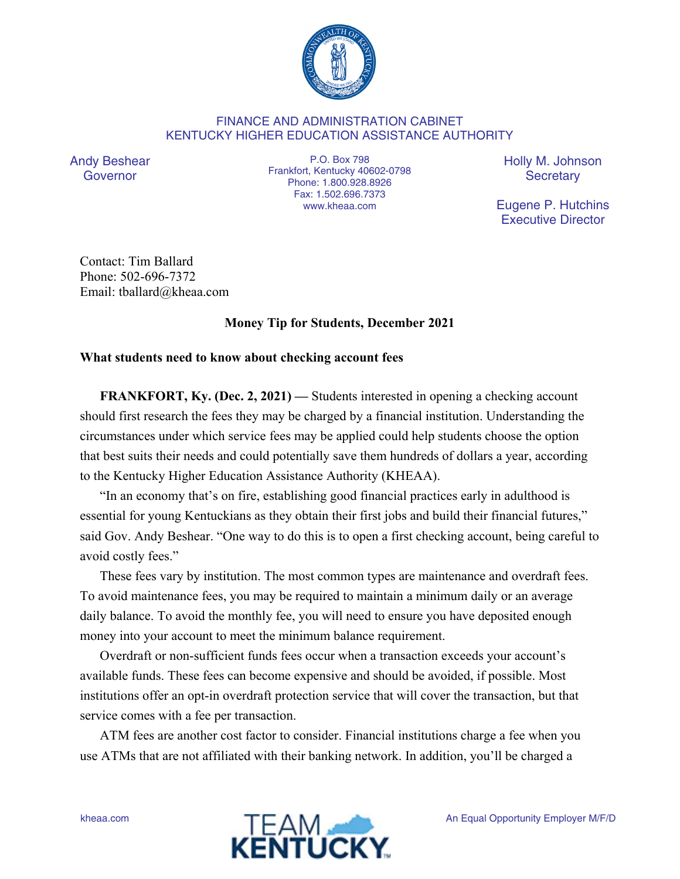FINANCE AND ADMINISTRATION CABINET
KENTUCKY HIGHER EDUCATION ASSISTANCE AUTHORITY

Andy Beshear
Governor

P.O. Box 798
Frankfort, Kentucky 40602-0798
Phone: 1.800.928.8926
Fax: 1.502.696.7373
www.kheaa.com

Holly M. Johnson
Secretary

Eugene P. Hutchins
Executive Director

Contact: Tim Ballard
Phone: 502-696-7372
Email: tballard@kheaa.com

**Money Tip for Students, December 2021**

**What students need to know about checking account fees**

**FRANKFORT, Ky. (Dec. 2, 2021) —** Students interested in opening a checking account should first research the fees they may be charged by a financial institution. Understanding the circumstances under which service fees may be applied could help students choose the option that best suits their needs and could potentially save them hundreds of dollars a year, according to the Kentucky Higher Education Assistance Authority (KHEAA).

"In an economy that's on fire, establishing good financial practices early in adulthood is essential for young Kentuckians as they obtain their first jobs and build their financial futures," said Gov. Andy Beshear. "One way to do this is to open a first checking account, being careful to avoid costly fees."

These fees vary by institution. The most common types are maintenance and overdraft fees. To avoid maintenance fees, you may be required to maintain a minimum daily or an average daily balance. To avoid the monthly fee, you will need to ensure you have deposited enough money into your account to meet the minimum balance requirement.

Overdraft or non-sufficient funds fees occur when a transaction exceeds your account's available funds. These fees can become expensive and should be avoided, if possible. Most institutions offer an opt-in overdraft protection service that will cover the transaction, but that service comes with a fee per transaction.

ATM fees are another cost factor to consider. Financial institutions charge a fee when you use ATMs that are not affiliated with their banking network. In addition, you'll be charged a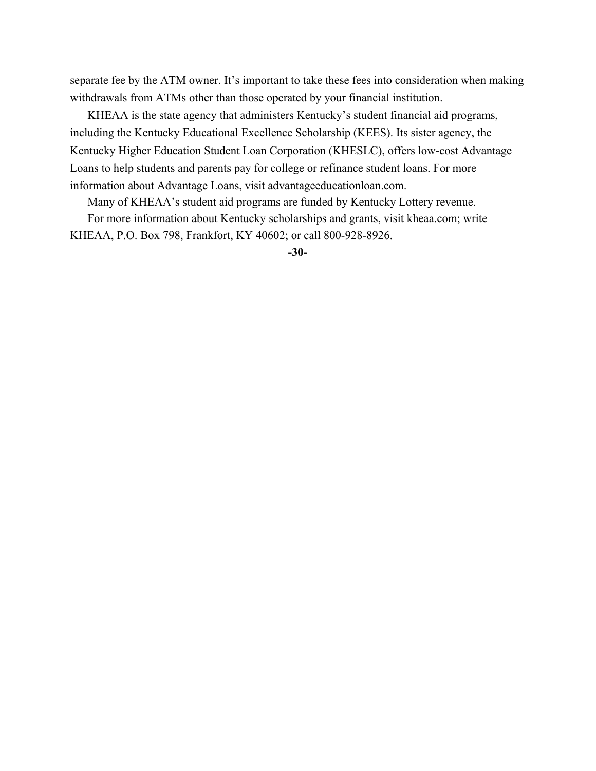separate fee by the ATM owner. It's important to take these fees into consideration when making withdrawals from ATMs other than those operated by your financial institution.

KHEAA is the state agency that administers Kentucky's student financial aid programs, including the Kentucky Educational Excellence Scholarship (KEES). Its sister agency, the Kentucky Higher Education Student Loan Corporation (KHESLC), offers low-cost Advantage Loans to help students and parents pay for college or refinance student loans. For more information about Advantage Loans, visit advantageeducationloan.com.

Many of KHEAA's student aid programs are funded by Kentucky Lottery revenue.

For more information about Kentucky scholarships and grants, visit kheaa.com; write KHEAA, P.O. Box 798, Frankfort, KY 40602; or call 800-928-8926.

**-30-**